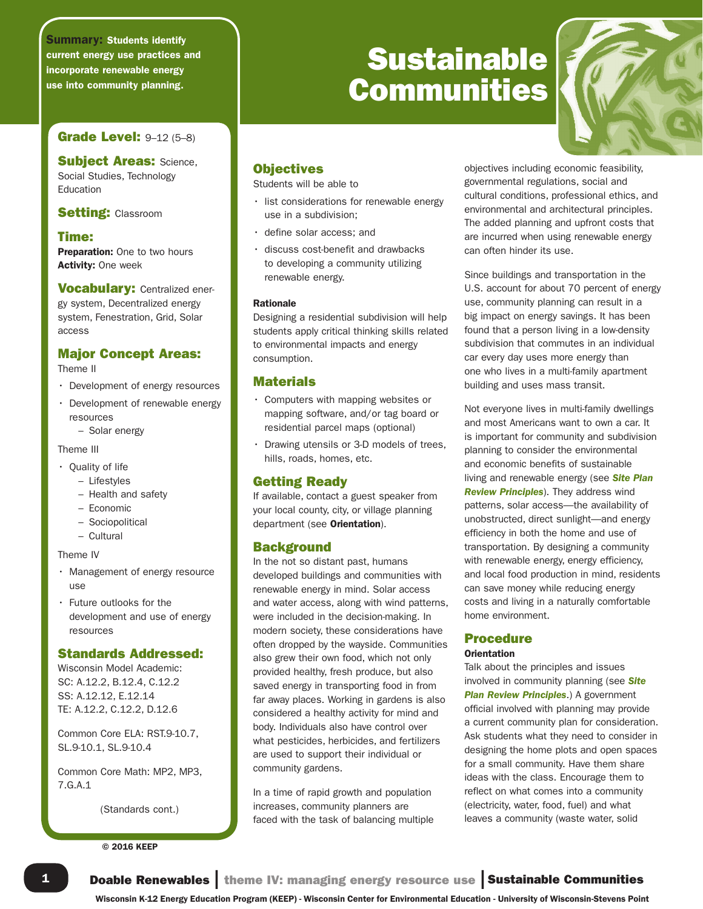# Sustainable Communities

**Summary:** Students identify current energy use practices and incorporate renewable energy use into community planning.

**Grade Level:** 9–12 (5–8)

**Subject Areas:** Science, Social Studies, Technology Education

**Setting:** Classroom

**Time:**
**Preparation:** One to two hours
**Activity:** One week

**Vocabulary:** Centralized energy system, Decentralized energy system, Fenestration, Grid, Solar access

**Major Concept Areas:**

Theme II

- Development of energy resources
- Development of renewable energy resources
  - Solar energy

Theme III

- Quality of life
  - Lifestyles
  - Health and safety
  - Economic
  - Sociopolitical
  - Cultural

Theme IV

- Management of energy resource use
- Future outlooks for the development and use of energy resources

**Standards Addressed:**

Wisconsin Model Academic:
SC: A.12.2, B.12.4, C.12.2
SS: A.12.12, E.12.14
TE: A.12.2, C.12.2, D.12.6

Common Core ELA: RST.9-10.7, SL.9-10.1, SL.9-10.4

Common Core Math: MP2, MP3, 7.G.A.1

(Standards cont.)

© 2016 KEEP

## Objectives

Students will be able to

- list considerations for renewable energy use in a subdivision;
- define solar access; and
- discuss cost-benefit and drawbacks to developing a community utilizing renewable energy.

**Rationale**

Designing a residential subdivision will help students apply critical thinking skills related to environmental impacts and energy consumption.

## Materials

- Computers with mapping websites or mapping software, and/or tag board or residential parcel maps (optional)
- Drawing utensils or 3-D models of trees, hills, roads, homes, etc.

## Getting Ready

If available, contact a guest speaker from your local county, city, or village planning department (see **Orientation**).

## Background

In the not so distant past, humans developed buildings and communities with renewable energy in mind. Solar access and water access, along with wind patterns, were included in the decision-making. In modern society, these considerations have often dropped by the wayside. Communities also grew their own food, which not only provided healthy, fresh produce, but also saved energy in transporting food in from far away places. Working in gardens is also considered a healthy activity for mind and body. Individuals also have control over what pesticides, herbicides, and fertilizers are used to support their individual or community gardens.

In a time of rapid growth and population increases, community planners are faced with the task of balancing multiple objectives including economic feasibility, governmental regulations, social and cultural conditions, professional ethics, and environmental and architectural principles. The added planning and upfront costs that are incurred when using renewable energy can often hinder its use.

Since buildings and transportation in the U.S. account for about 70 percent of energy use, community planning can result in a big impact on energy savings. It has been found that a person living in a low-density subdivision that commutes in an individual car every day uses more energy than one who lives in a multi-family apartment building and uses mass transit.

Not everyone lives in multi-family dwellings and most Americans want to own a car. It is important for community and subdivision planning to consider the environmental and economic benefits of sustainable living and renewable energy (see ***Site Plan Review Principles***). They address wind patterns, solar access—the availability of unobstructed, direct sunlight—and energy efficiency in both the home and use of transportation. By designing a community with renewable energy, energy efficiency, and local food production in mind, residents can save money while reducing energy costs and living in a naturally comfortable home environment.

## Procedure

**Orientation**

Talk about the principles and issues involved in community planning (see ***Site Plan Review Principles***.) A government official involved with planning may provide a current community plan for consideration. Ask students what they need to consider in designing the home plots and open spaces for a small community. Have them share ideas with the class. Encourage them to reflect on what comes into a community (electricity, water, food, fuel) and what leaves a community (waste water, solid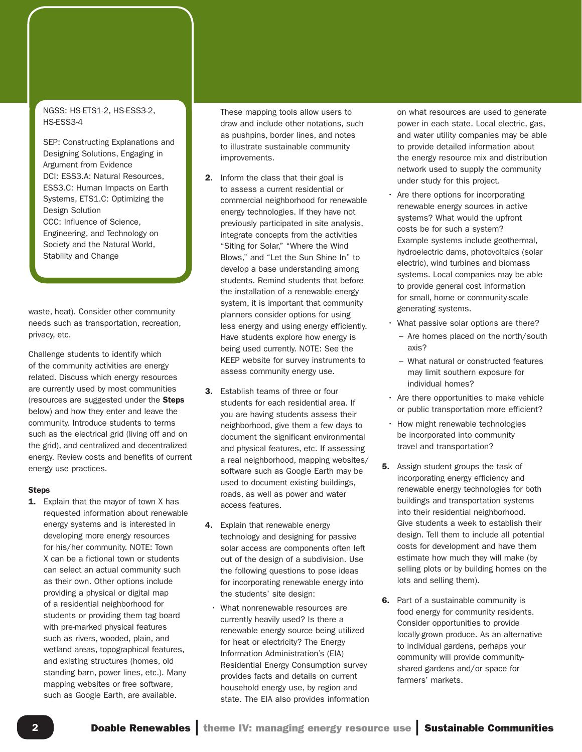NGSS: HS-ETS1-2, HS-ESS3-2, HS-ESS3-4

SEP: Constructing Explanations and Designing Solutions, Engaging in Argument from Evidence
DCI: ESS3.A: Natural Resources, ESS3.C: Human Impacts on Earth Systems, ETS1.C: Optimizing the Design Solution
CCC: Influence of Science, Engineering, and Technology on Society and the Natural World, Stability and Change

waste, heat). Consider other community needs such as transportation, recreation, privacy, etc.

Challenge students to identify which of the community activities are energy related. Discuss which energy resources are currently used by most communities (resources are suggested under the **Steps** below) and how they enter and leave the community. Introduce students to terms such as the electrical grid (living off and on the grid), and centralized and decentralized energy. Review costs and benefits of current energy use practices.

#### Steps

1. Explain that the mayor of town X has requested information about renewable energy systems and is interested in developing more energy resources for his/her community. NOTE: Town X can be a fictional town or students can select an actual community such as their own. Other options include providing a physical or digital map of a residential neighborhood for students or providing them tag board with pre-marked physical features such as rivers, wooded, plain, and wetland areas, topographical features, and existing structures (homes, old standing barn, power lines, etc.). Many mapping websites or free software, such as Google Earth, are available. These mapping tools allow users to draw and include other notations, such as pushpins, border lines, and notes to illustrate sustainable community improvements.

2. Inform the class that their goal is to assess a current residential or commercial neighborhood for renewable energy technologies. If they have not previously participated in site analysis, integrate concepts from the activities "Siting for Solar," "Where the Wind Blows," and "Let the Sun Shine In" to develop a base understanding among students. Remind students that before the installation of a renewable energy system, it is important that community planners consider options for using less energy and using energy efficiently. Have students explore how energy is being used currently. NOTE: See the KEEP website for survey instruments to assess community energy use.

3. Establish teams of three or four students for each residential area. If you are having students assess their neighborhood, give them a few days to document the significant environmental and physical features, etc. If assessing a real neighborhood, mapping websites/software such as Google Earth may be used to document existing buildings, roads, as well as power and water access features.

4. Explain that renewable energy technology and designing for passive solar access are components often left out of the design of a subdivision. Use the following questions to pose ideas for incorporating renewable energy into the students' site design:
   - What nonrenewable resources are currently heavily used? Is there a renewable energy source being utilized for heat or electricity? The Energy Information Administration's (EIA) Residential Energy Consumption survey provides facts and details on current household energy use, by region and state. The EIA also provides information on what resources are used to generate power in each state. Local electric, gas, and water utility companies may be able to provide detailed information about the energy resource mix and distribution network used to supply the community under study for this project.
   - Are there options for incorporating renewable energy sources in active systems? What would the upfront costs be for such a system? Example systems include geothermal, hydroelectric dams, photovoltaics (solar electric), wind turbines and biomass systems. Local companies may be able to provide general cost information for small, home or community-scale generating systems.
   - What passive solar options are there?
     - Are homes placed on the north/south axis?
     - What natural or constructed features may limit southern exposure for individual homes?
   - Are there opportunities to make vehicle or public transportation more efficient?
   - How might renewable technologies be incorporated into community travel and transportation?

5. Assign student groups the task of incorporating energy efficiency and renewable energy technologies for both buildings and transportation systems into their residential neighborhood. Give students a week to establish their design. Tell them to include all potential costs for development and have them estimate how much they will make (by selling plots or by building homes on the lots and selling them).

6. Part of a sustainable community is food energy for community residents. Consider opportunities to provide locally-grown produce. As an alternative to individual gardens, perhaps your community will provide community-shared gardens and/or space for farmers' markets.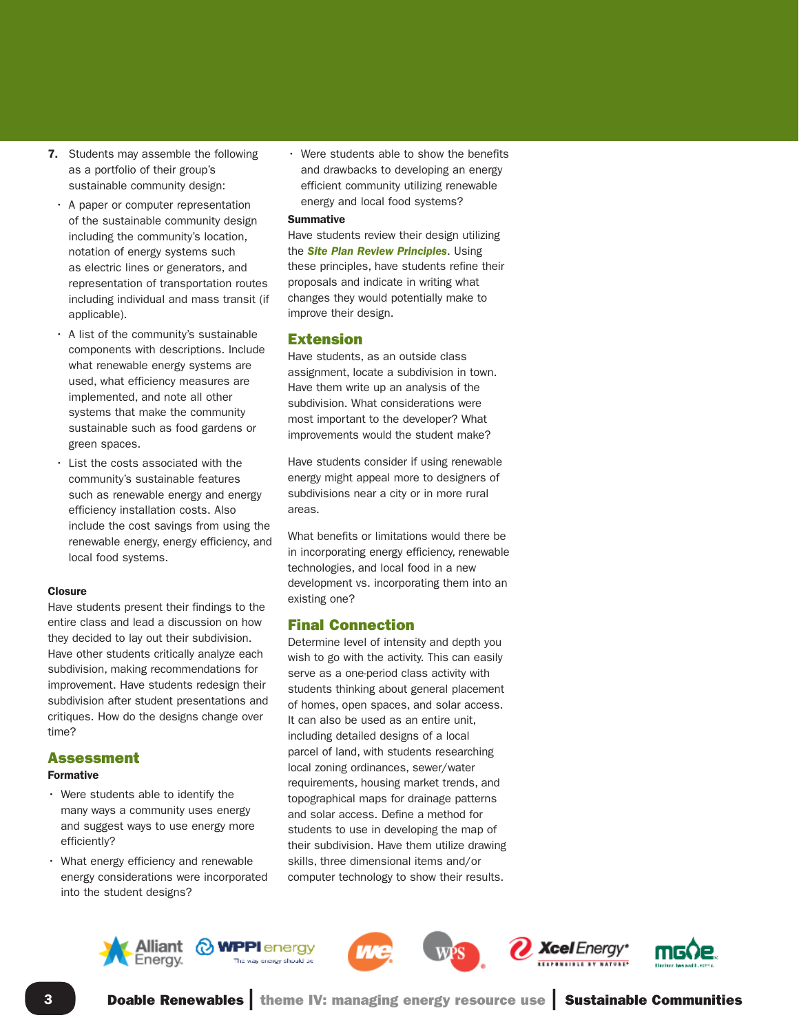7. Students may assemble the following as a portfolio of their group's sustainable community design:
   - A paper or computer representation of the sustainable community design including the community's location, notation of energy systems such as electric lines or generators, and representation of transportation routes including individual and mass transit (if applicable).
   - A list of the community's sustainable components with descriptions. Include what renewable energy systems are used, what efficiency measures are implemented, and note all other systems that make the community sustainable such as food gardens or green spaces.
   - List the costs associated with the community's sustainable features such as renewable energy and energy efficiency installation costs. Also include the cost savings from using the renewable energy, energy efficiency, and local food systems.

#### Closure

Have students present their findings to the entire class and lead a discussion on how they decided to lay out their subdivision. Have other students critically analyze each subdivision, making recommendations for improvement. Have students redesign their subdivision after student presentations and critiques. How do the designs change over time?

## Assessment

#### Formative

- Were students able to identify the many ways a community uses energy and suggest ways to use energy more efficiently?
- What energy efficiency and renewable energy considerations were incorporated into the student designs?
- Were students able to show the benefits and drawbacks to developing an energy efficient community utilizing renewable energy and local food systems?

#### Summative

Have students review their design utilizing the ***Site Plan Review Principles***. Using these principles, have students refine their proposals and indicate in writing what changes they would potentially make to improve their design.

## Extension

Have students, as an outside class assignment, locate a subdivision in town. Have them write up an analysis of the subdivision. What considerations were most important to the developer? What improvements would the student make?

Have students consider if using renewable energy might appeal more to designers of subdivisions near a city or in more rural areas.

What benefits or limitations would there be in incorporating energy efficiency, renewable technologies, and local food in a new development vs. incorporating them into an existing one?

## Final Connection

Determine level of intensity and depth you wish to go with the activity. This can easily serve as a one-period class activity with students thinking about general placement of homes, open spaces, and solar access. It can also be used as an entire unit, including detailed designs of a local parcel of land, with students researching local zoning ordinances, sewer/water requirements, housing market trends, and topographical maps for drainage patterns and solar access. Define a method for students to use in developing the map of their subdivision. Have them utilize drawing skills, three dimensional items and/or computer technology to show their results.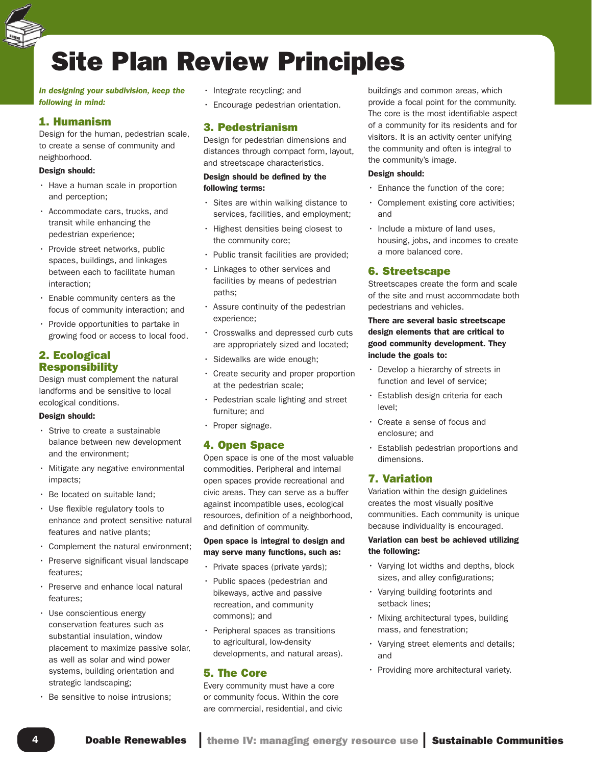# Site Plan Review Principles

***In designing your subdivision, keep the following in mind:***

## 1. Humanism

Design for the human, pedestrian scale, to create a sense of community and neighborhood.

**Design should:**

- Have a human scale in proportion and perception;
- Accommodate cars, trucks, and transit while enhancing the pedestrian experience;
- Provide street networks, public spaces, buildings, and linkages between each to facilitate human interaction;
- Enable community centers as the focus of community interaction; and
- Provide opportunities to partake in growing food or access to local food.

## 2. Ecological Responsibility

Design must complement the natural landforms and be sensitive to local ecological conditions.

**Design should:**

- Strive to create a sustainable balance between new development and the environment;
- Mitigate any negative environmental impacts;
- Be located on suitable land;
- Use flexible regulatory tools to enhance and protect sensitive natural features and native plants;
- Complement the natural environment;
- Preserve significant visual landscape features;
- Preserve and enhance local natural features;
- Use conscientious energy conservation features such as substantial insulation, window placement to maximize passive solar, as well as solar and wind power systems, building orientation and strategic landscaping;
- Be sensitive to noise intrusions;
- Integrate recycling; and
- Encourage pedestrian orientation.

## 3. Pedestrianism

Design for pedestrian dimensions and distances through compact form, layout, and streetscape characteristics.

**Design should be defined by the following terms:**

- Sites are within walking distance to services, facilities, and employment;
- Highest densities being closest to the community core;
- Public transit facilities are provided;
- Linkages to other services and facilities by means of pedestrian paths;
- Assure continuity of the pedestrian experience;
- Crosswalks and depressed curb cuts are appropriately sized and located;
- Sidewalks are wide enough;
- Create security and proper proportion at the pedestrian scale;
- Pedestrian scale lighting and street furniture; and
- Proper signage.

## 4. Open Space

Open space is one of the most valuable commodities. Peripheral and internal open spaces provide recreational and civic areas. They can serve as a buffer against incompatible uses, ecological resources, definition of a neighborhood, and definition of community.

**Open space is integral to design and may serve many functions, such as:**

- Private spaces (private yards);
- Public spaces (pedestrian and bikeways, active and passive recreation, and community commons); and
- Peripheral spaces as transitions to agricultural, low-density developments, and natural areas).

## 5. The Core

Every community must have a core or community focus. Within the core are commercial, residential, and civic buildings and common areas, which provide a focal point for the community. The core is the most identifiable aspect of a community for its residents and for visitors. It is an activity center unifying the community and often is integral to the community's image.

**Design should:**

- Enhance the function of the core;
- Complement existing core activities; and
- Include a mixture of land uses, housing, jobs, and incomes to create a more balanced core.

## 6. Streetscape

Streetscapes create the form and scale of the site and must accommodate both pedestrians and vehicles.

**There are several basic streetscape design elements that are critical to good community development. They include the goals to:**

- Develop a hierarchy of streets in function and level of service;
- Establish design criteria for each level;
- Create a sense of focus and enclosure; and
- Establish pedestrian proportions and dimensions.

## 7. Variation

Variation within the design guidelines creates the most visually positive communities. Each community is unique because individuality is encouraged.

**Variation can best be achieved utilizing the following:**

- Varying lot widths and depths, block sizes, and alley configurations;
- Varying building footprints and setback lines;
- Mixing architectural types, building mass, and fenestration;
- Varying street elements and details; and
- Providing more architectural variety.